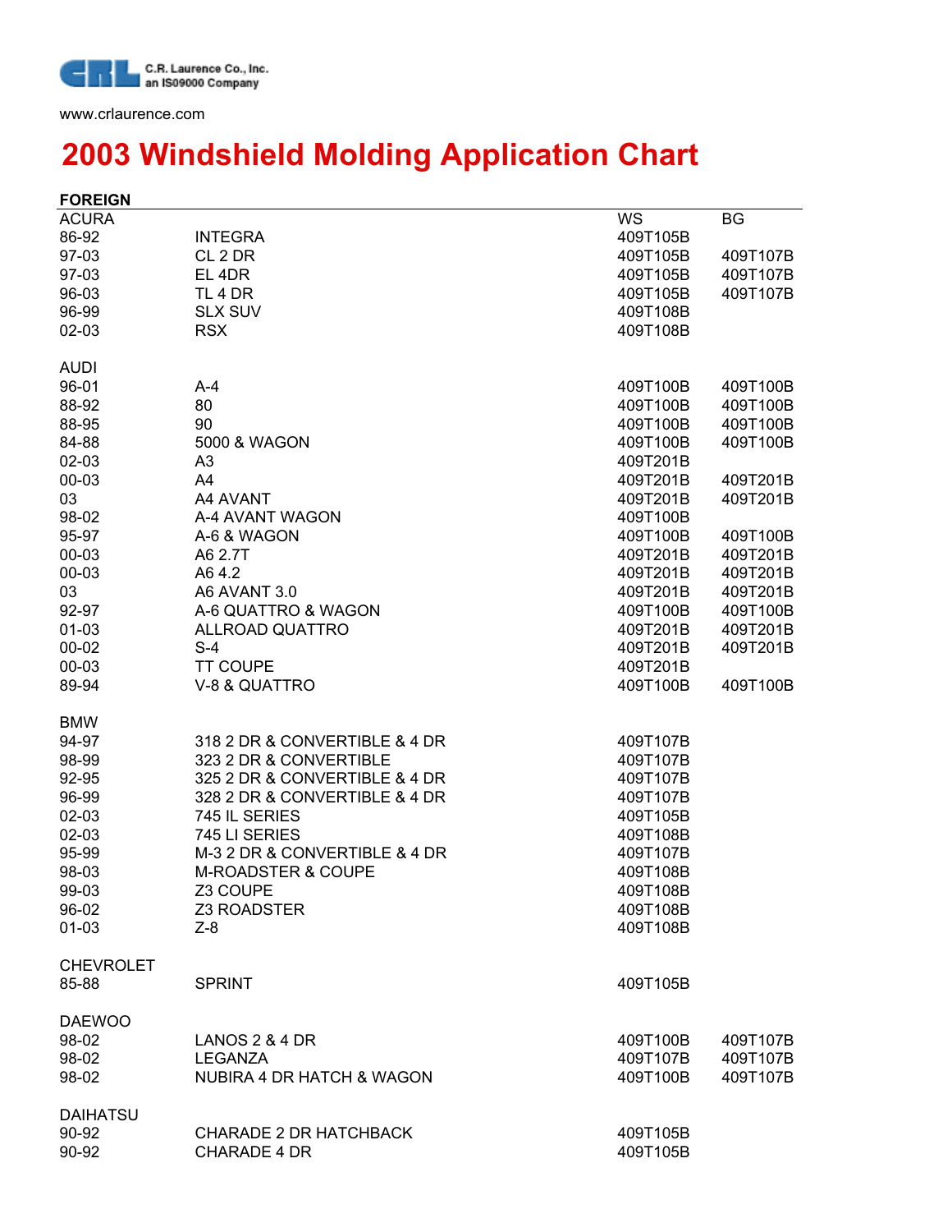C.R. Laurence Co., Inc.
an ISO9000 Company

www.crlaurence.com

# 2003 Windshield Molding Application Chart

## FOREIGN

| | | WS | BG |
|---|---|---|---|
| **ACURA** | | | |
| 86-92 | INTEGRA | 409T105B | |
| 97-03 | CL 2 DR | 409T105B | 409T107B |
| 97-03 | EL 4DR | 409T105B | 409T107B |
| 96-03 | TL 4 DR | 409T105B | 409T107B |
| 96-99 | SLX SUV | 409T108B | |
| 02-03 | RSX | 409T108B | |
| | | | |
| **AUDI** | | | |
| 96-01 | A-4 | 409T100B | 409T100B |
| 88-92 | 80 | 409T100B | 409T100B |
| 88-95 | 90 | 409T100B | 409T100B |
| 84-88 | 5000 & WAGON | 409T100B | 409T100B |
| 02-03 | A3 | 409T201B | |
| 00-03 | A4 | 409T201B | 409T201B |
| 03 | A4 AVANT | 409T201B | 409T201B |
| 98-02 | A-4 AVANT WAGON | 409T100B | |
| 95-97 | A-6 & WAGON | 409T100B | 409T100B |
| 00-03 | A6 2.7T | 409T201B | 409T201B |
| 00-03 | A6 4.2 | 409T201B | 409T201B |
| 03 | A6 AVANT 3.0 | 409T201B | 409T201B |
| 92-97 | A-6 QUATTRO & WAGON | 409T100B | 409T100B |
| 01-03 | ALLROAD QUATTRO | 409T201B | 409T201B |
| 00-02 | S-4 | 409T201B | 409T201B |
| 00-03 | TT COUPE | 409T201B | |
| 89-94 | V-8 & QUATTRO | 409T100B | 409T100B |
| | | | |
| **BMW** | | | |
| 94-97 | 318 2 DR & CONVERTIBLE & 4 DR | 409T107B | |
| 98-99 | 323 2 DR & CONVERTIBLE | 409T107B | |
| 92-95 | 325 2 DR & CONVERTIBLE & 4 DR | 409T107B | |
| 96-99 | 328 2 DR & CONVERTIBLE & 4 DR | 409T107B | |
| 02-03 | 745 IL SERIES | 409T105B | |
| 02-03 | 745 LI SERIES | 409T108B | |
| 95-99 | M-3 2 DR & CONVERTIBLE & 4 DR | 409T107B | |
| 98-03 | M-ROADSTER & COUPE | 409T108B | |
| 99-03 | Z3 COUPE | 409T108B | |
| 96-02 | Z3 ROADSTER | 409T108B | |
| 01-03 | Z-8 | 409T108B | |
| | | | |
| **CHEVROLET** | | | |
| 85-88 | SPRINT | 409T105B | |
| | | | |
| **DAEWOO** | | | |
| 98-02 | LANOS 2 & 4 DR | 409T100B | 409T107B |
| 98-02 | LEGANZA | 409T107B | 409T107B |
| 98-02 | NUBIRA 4 DR HATCH & WAGON | 409T100B | 409T107B |
| | | | |
| **DAIHATSU** | | | |
| 90-92 | CHARADE 2 DR HATCHBACK | 409T105B | |
| 90-92 | CHARADE 4 DR | 409T105B | |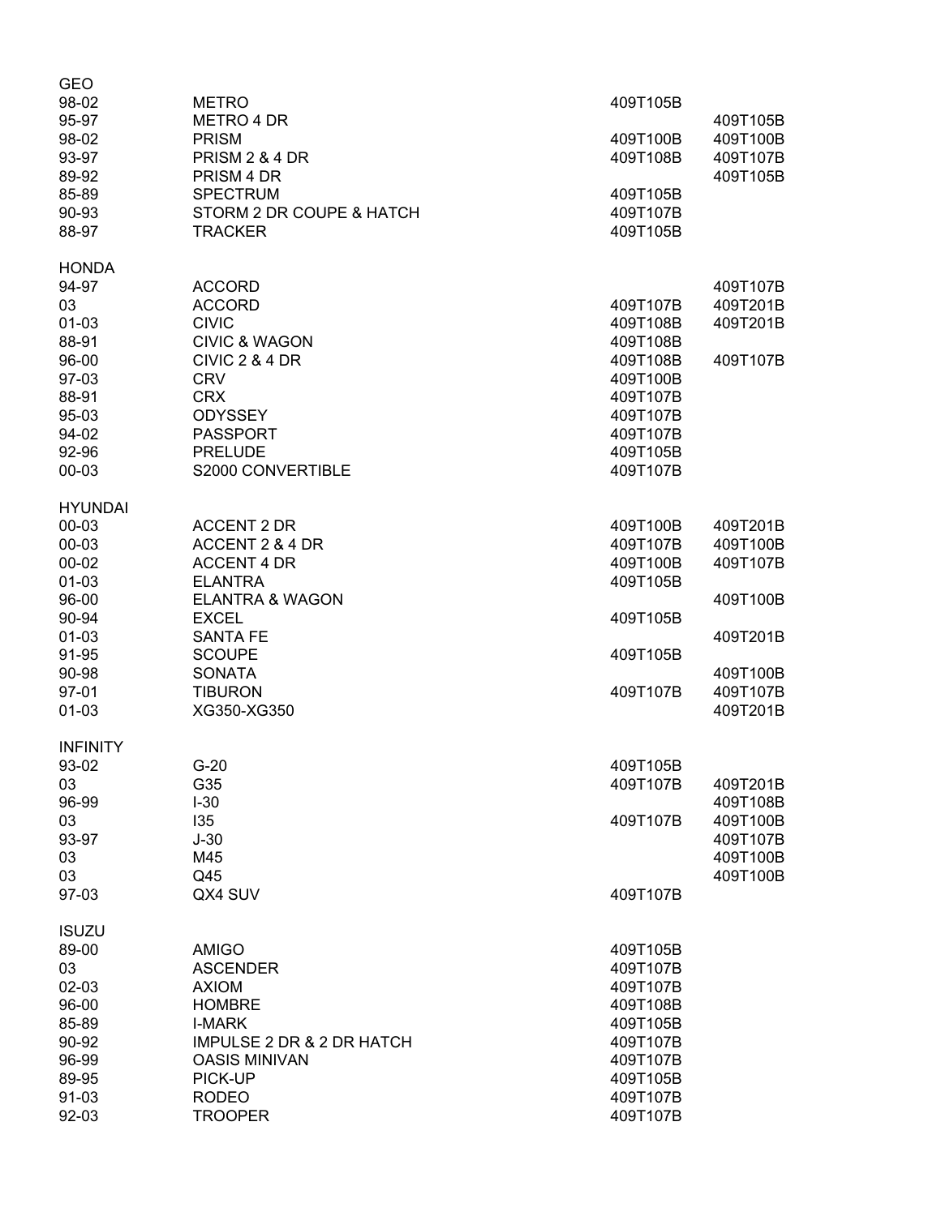## GEO

| Years | Model | Part 1 | Part 2 |
|---|---|---|---|
| 98-02 | METRO | 409T105B | |
| 95-97 | METRO 4 DR | | 409T105B |
| 98-02 | PRISM | 409T100B | 409T100B |
| 93-97 | PRISM 2 & 4 DR | 409T108B | 409T107B |
| 89-92 | PRISM 4 DR | | 409T105B |
| 85-89 | SPECTRUM | 409T105B | |
| 90-93 | STORM 2 DR COUPE & HATCH | 409T107B | |
| 88-97 | TRACKER | 409T105B | |

## HONDA

| Years | Model | Part 1 | Part 2 |
|---|---|---|---|
| 94-97 | ACCORD | | 409T107B |
| 03 | ACCORD | 409T107B | 409T201B |
| 01-03 | CIVIC | 409T108B | 409T201B |
| 88-91 | CIVIC & WAGON | 409T108B | |
| 96-00 | CIVIC 2 & 4 DR | 409T108B | 409T107B |
| 97-03 | CRV | 409T100B | |
| 88-91 | CRX | 409T107B | |
| 95-03 | ODYSSEY | 409T107B | |
| 94-02 | PASSPORT | 409T107B | |
| 92-96 | PRELUDE | 409T105B | |
| 00-03 | S2000 CONVERTIBLE | 409T107B | |

## HYUNDAI

| Years | Model | Part 1 | Part 2 |
|---|---|---|---|
| 00-03 | ACCENT 2 DR | 409T100B | 409T201B |
| 00-03 | ACCENT 2 & 4 DR | 409T107B | 409T100B |
| 00-02 | ACCENT 4 DR | 409T100B | 409T107B |
| 01-03 | ELANTRA | 409T105B | |
| 96-00 | ELANTRA & WAGON | | 409T100B |
| 90-94 | EXCEL | 409T105B | |
| 01-03 | SANTA FE | | 409T201B |
| 91-95 | SCOUPE | 409T105B | |
| 90-98 | SONATA | | 409T100B |
| 97-01 | TIBURON | 409T107B | 409T107B |
| 01-03 | XG350-XG350 | | 409T201B |

## INFINITY

| Years | Model | Part 1 | Part 2 |
|---|---|---|---|
| 93-02 | G-20 | 409T105B | |
| 03 | G35 | 409T107B | 409T201B |
| 96-99 | I-30 | | 409T108B |
| 03 | I35 | 409T107B | 409T100B |
| 93-97 | J-30 | | 409T107B |
| 03 | M45 | | 409T100B |
| 03 | Q45 | | 409T100B |
| 97-03 | QX4 SUV | 409T107B | |

## ISUZU

| Years | Model | Part 1 | Part 2 |
|---|---|---|---|
| 89-00 | AMIGO | 409T105B | |
| 03 | ASCENDER | 409T107B | |
| 02-03 | AXIOM | 409T107B | |
| 96-00 | HOMBRE | 409T108B | |
| 85-89 | I-MARK | 409T105B | |
| 90-92 | IMPULSE 2 DR & 2 DR HATCH | 409T107B | |
| 96-99 | OASIS MINIVAN | 409T107B | |
| 89-95 | PICK-UP | 409T105B | |
| 91-03 | RODEO | 409T107B | |
| 92-03 | TROOPER | 409T107B | |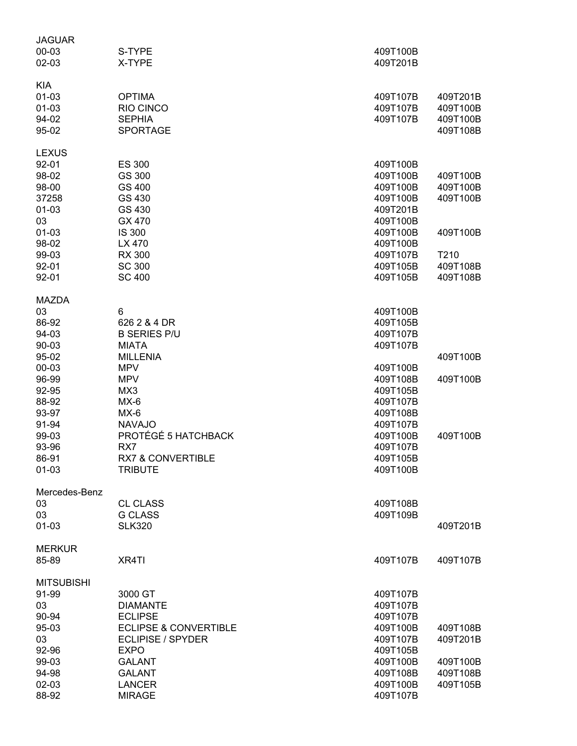| | | | |
|---|---|---|---|
| JAGUAR | | | |
| 00-03 | S-TYPE | 409T100B | |
| 02-03 | X-TYPE | 409T201B | |
| | | | |
| KIA | | | |
| 01-03 | OPTIMA | 409T107B | 409T201B |
| 01-03 | RIO CINCO | 409T107B | 409T100B |
| 94-02 | SEPHIA | 409T107B | 409T100B |
| 95-02 | SPORTAGE | | 409T108B |
| | | | |
| LEXUS | | | |
| 92-01 | ES 300 | 409T100B | |
| 98-02 | GS 300 | 409T100B | 409T100B |
| 98-00 | GS 400 | 409T100B | 409T100B |
| 37258 | GS 430 | 409T100B | 409T100B |
| 01-03 | GS 430 | 409T201B | |
| 03 | GX 470 | 409T100B | |
| 01-03 | IS 300 | 409T100B | 409T100B |
| 98-02 | LX 470 | 409T100B | |
| 99-03 | RX 300 | 409T107B | T210 |
| 92-01 | SC 300 | 409T105B | 409T108B |
| 92-01 | SC 400 | 409T105B | 409T108B |
| | | | |
| MAZDA | | | |
| 03 | 6 | 409T100B | |
| 86-92 | 626 2 & 4 DR | 409T105B | |
| 94-03 | B SERIES P/U | 409T107B | |
| 90-03 | MIATA | 409T107B | |
| 95-02 | MILLENIA | | 409T100B |
| 00-03 | MPV | 409T100B | |
| 96-99 | MPV | 409T108B | 409T100B |
| 92-95 | MX3 | 409T105B | |
| 88-92 | MX-6 | 409T107B | |
| 93-97 | MX-6 | 409T108B | |
| 91-94 | NAVAJO | 409T107B | |
| 99-03 | PROTÉGÉ 5 HATCHBACK | 409T100B | 409T100B |
| 93-96 | RX7 | 409T107B | |
| 86-91 | RX7 & CONVERTIBLE | 409T105B | |
| 01-03 | TRIBUTE | 409T100B | |
| | | | |
| Mercedes-Benz | | | |
| 03 | CL CLASS | 409T108B | |
| 03 | G CLASS | 409T109B | |
| 01-03 | SLK320 | | 409T201B |
| | | | |
| MERKUR | | | |
| 85-89 | XR4TI | 409T107B | 409T107B |
| | | | |
| MITSUBISHI | | | |
| 91-99 | 3000 GT | 409T107B | |
| 03 | DIAMANTE | 409T107B | |
| 90-94 | ECLIPSE | 409T107B | |
| 95-03 | ECLIPSE & CONVERTIBLE | 409T100B | 409T108B |
| 03 | ECLIPISE / SPYDER | 409T107B | 409T201B |
| 92-96 | EXPO | 409T105B | |
| 99-03 | GALANT | 409T100B | 409T100B |
| 94-98 | GALANT | 409T108B | 409T108B |
| 02-03 | LANCER | 409T100B | 409T105B |
| 88-92 | MIRAGE | 409T107B | |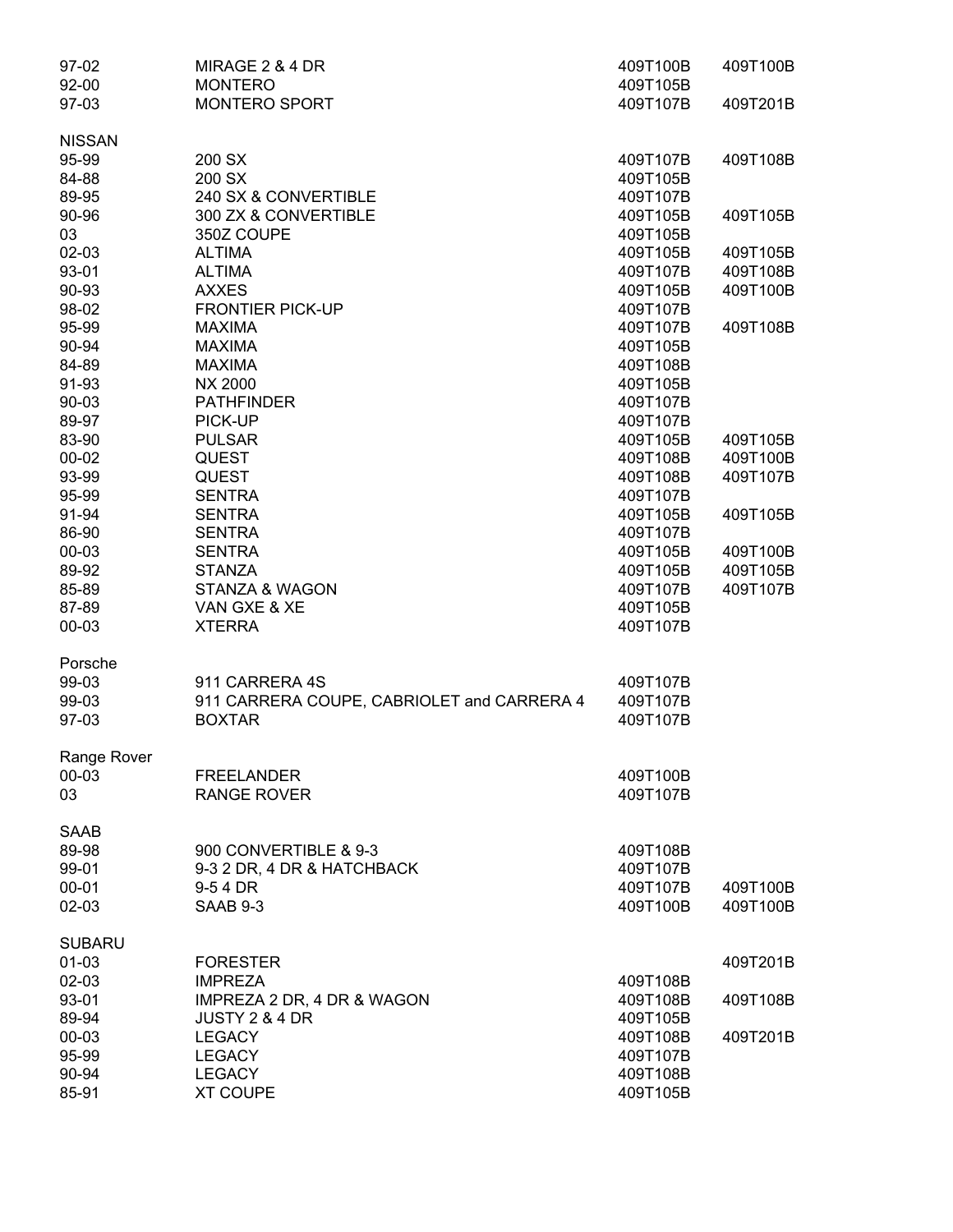| | | | |
|---|---|---|---|
| 97-02 | MIRAGE 2 & 4 DR | 409T100B | 409T100B |
| 92-00 | MONTERO | 409T105B | |
| 97-03 | MONTERO SPORT | 409T107B | 409T201B |
| **NISSAN** | | | |
| 95-99 | 200 SX | 409T107B | 409T108B |
| 84-88 | 200 SX | 409T105B | |
| 89-95 | 240 SX & CONVERTIBLE | 409T107B | |
| 90-96 | 300 ZX & CONVERTIBLE | 409T105B | 409T105B |
| 03 | 350Z COUPE | 409T105B | |
| 02-03 | ALTIMA | 409T105B | 409T105B |
| 93-01 | ALTIMA | 409T107B | 409T108B |
| 90-93 | AXXES | 409T105B | 409T100B |
| 98-02 | FRONTIER PICK-UP | 409T107B | |
| 95-99 | MAXIMA | 409T107B | 409T108B |
| 90-94 | MAXIMA | 409T105B | |
| 84-89 | MAXIMA | 409T108B | |
| 91-93 | NX 2000 | 409T105B | |
| 90-03 | PATHFINDER | 409T107B | |
| 89-97 | PICK-UP | 409T107B | |
| 83-90 | PULSAR | 409T105B | 409T105B |
| 00-02 | QUEST | 409T108B | 409T100B |
| 93-99 | QUEST | 409T108B | 409T107B |
| 95-99 | SENTRA | 409T107B | |
| 91-94 | SENTRA | 409T105B | 409T105B |
| 86-90 | SENTRA | 409T107B | |
| 00-03 | SENTRA | 409T105B | 409T100B |
| 89-92 | STANZA | 409T105B | 409T105B |
| 85-89 | STANZA & WAGON | 409T107B | 409T107B |
| 87-89 | VAN GXE & XE | 409T105B | |
| 00-03 | XTERRA | 409T107B | |
| **Porsche** | | | |
| 99-03 | 911 CARRERA 4S | 409T107B | |
| 99-03 | 911 CARRERA COUPE, CABRIOLET and CARRERA 4 | 409T107B | |
| 97-03 | BOXTAR | 409T107B | |
| **Range Rover** | | | |
| 00-03 | FREELANDER | 409T100B | |
| 03 | RANGE ROVER | 409T107B | |
| **SAAB** | | | |
| 89-98 | 900 CONVERTIBLE & 9-3 | 409T108B | |
| 99-01 | 9-3 2 DR, 4 DR & HATCHBACK | 409T107B | |
| 00-01 | 9-5 4 DR | 409T107B | 409T100B |
| 02-03 | SAAB 9-3 | 409T100B | 409T100B |
| **SUBARU** | | | |
| 01-03 | FORESTER | | 409T201B |
| 02-03 | IMPREZA | 409T108B | |
| 93-01 | IMPREZA 2 DR, 4 DR & WAGON | 409T108B | 409T108B |
| 89-94 | JUSTY 2 & 4 DR | 409T105B | |
| 00-03 | LEGACY | 409T108B | 409T201B |
| 95-99 | LEGACY | 409T107B | |
| 90-94 | LEGACY | 409T108B | |
| 85-91 | XT COUPE | 409T105B | |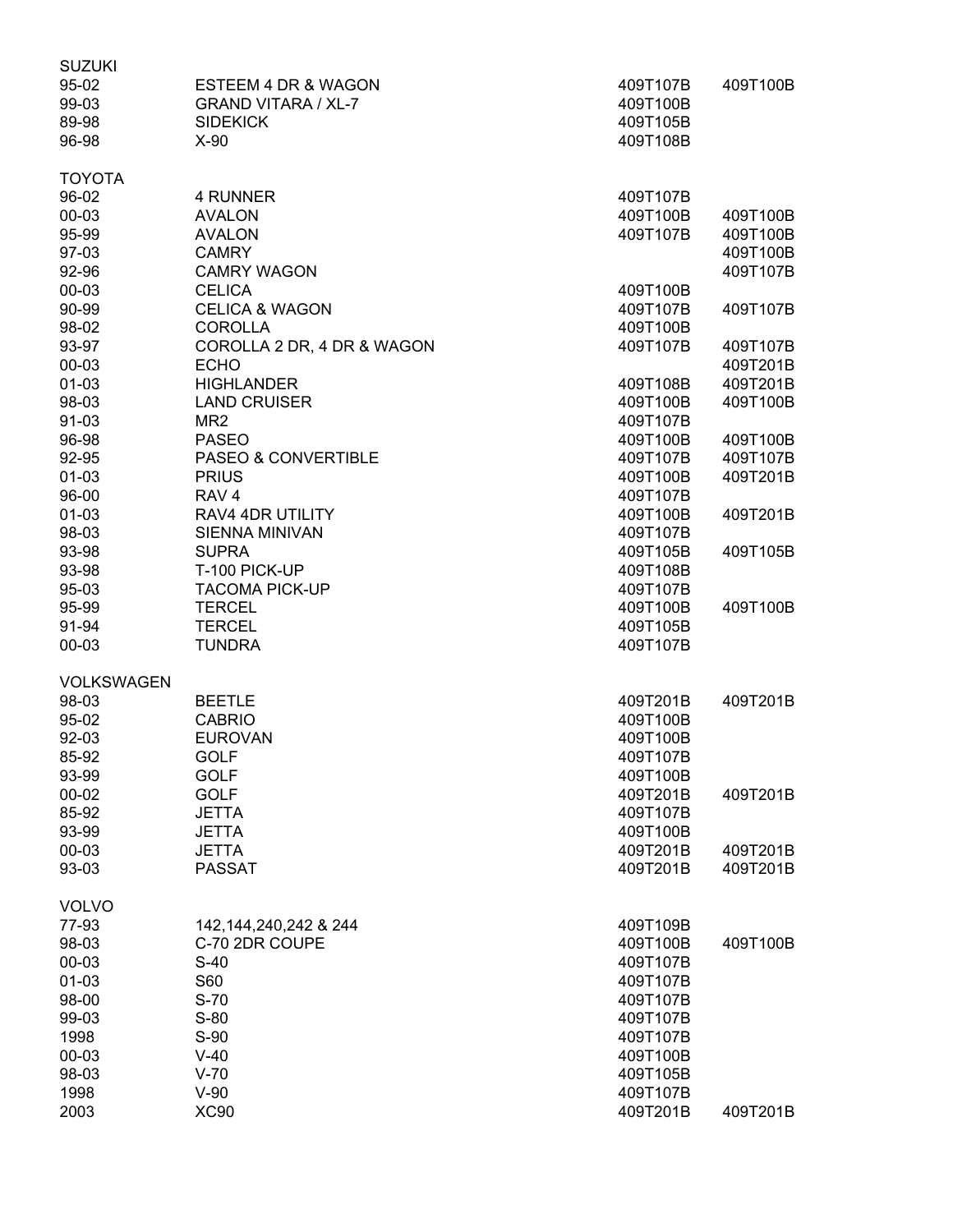| SUZUKI | | | |
|---|---|---|---|
| 95-02 | ESTEEM 4 DR & WAGON | 409T107B | 409T100B |
| 99-03 | GRAND VITARA / XL-7 | 409T100B | |
| 89-98 | SIDEKICK | 409T105B | |
| 96-98 | X-90 | 409T108B | |

| TOYOTA | | | |
|---|---|---|---|
| 96-02 | 4 RUNNER | 409T107B | |
| 00-03 | AVALON | 409T100B | 409T100B |
| 95-99 | AVALON | 409T107B | 409T100B |
| 97-03 | CAMRY | | 409T100B |
| 92-96 | CAMRY WAGON | | 409T107B |
| 00-03 | CELICA | 409T100B | |
| 90-99 | CELICA & WAGON | 409T107B | 409T107B |
| 98-02 | COROLLA | 409T100B | |
| 93-97 | COROLLA 2 DR, 4 DR & WAGON | 409T107B | 409T107B |
| 00-03 | ECHO | | 409T201B |
| 01-03 | HIGHLANDER | 409T108B | 409T201B |
| 98-03 | LAND CRUISER | 409T100B | 409T100B |
| 91-03 | MR2 | 409T107B | |
| 96-98 | PASEO | 409T100B | 409T100B |
| 92-95 | PASEO & CONVERTIBLE | 409T107B | 409T107B |
| 01-03 | PRIUS | 409T100B | 409T201B |
| 96-00 | RAV 4 | 409T107B | |
| 01-03 | RAV4 4DR UTILITY | 409T100B | 409T201B |
| 98-03 | SIENNA MINIVAN | 409T107B | |
| 93-98 | SUPRA | 409T105B | 409T105B |
| 93-98 | T-100 PICK-UP | 409T108B | |
| 95-03 | TACOMA PICK-UP | 409T107B | |
| 95-99 | TERCEL | 409T100B | 409T100B |
| 91-94 | TERCEL | 409T105B | |
| 00-03 | TUNDRA | 409T107B | |

| VOLKSWAGEN | | | |
|---|---|---|---|
| 98-03 | BEETLE | 409T201B | 409T201B |
| 95-02 | CABRIO | 409T100B | |
| 92-03 | EUROVAN | 409T100B | |
| 85-92 | GOLF | 409T107B | |
| 93-99 | GOLF | 409T100B | |
| 00-02 | GOLF | 409T201B | 409T201B |
| 85-92 | JETTA | 409T107B | |
| 93-99 | JETTA | 409T100B | |
| 00-03 | JETTA | 409T201B | 409T201B |
| 93-03 | PASSAT | 409T201B | 409T201B |

| VOLVO | | | |
|---|---|---|---|
| 77-93 | 142,144,240,242 & 244 | 409T109B | |
| 98-03 | C-70 2DR COUPE | 409T100B | 409T100B |
| 00-03 | S-40 | 409T107B | |
| 01-03 | S60 | 409T107B | |
| 98-00 | S-70 | 409T107B | |
| 99-03 | S-80 | 409T107B | |
| 1998 | S-90 | 409T107B | |
| 00-03 | V-40 | 409T100B | |
| 98-03 | V-70 | 409T105B | |
| 1998 | V-90 | 409T107B | |
| 2003 | XC90 | 409T201B | 409T201B |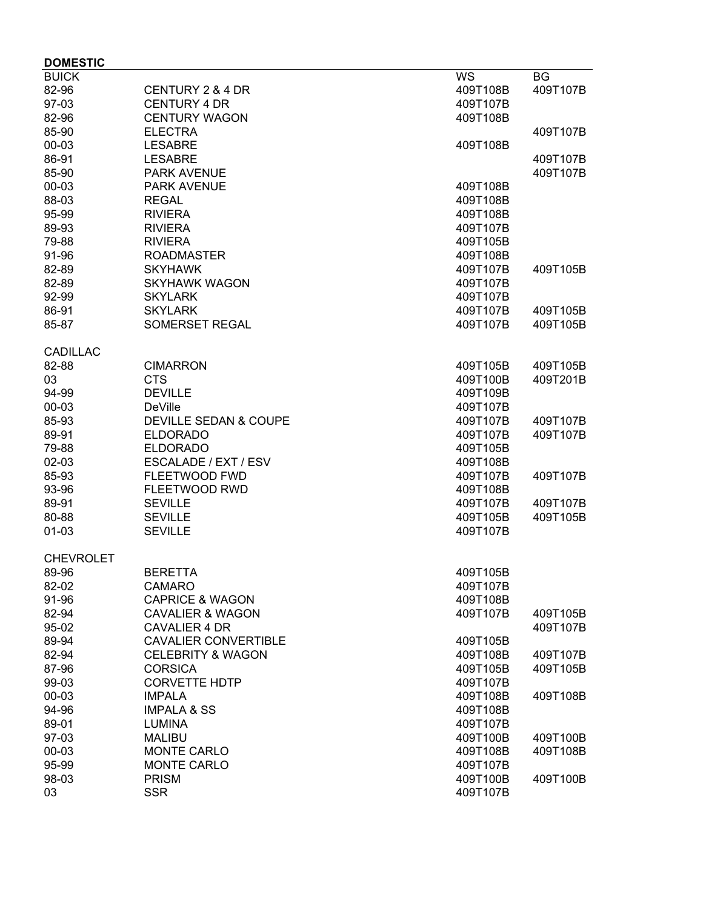**DOMESTIC**

| BUICK | | WS | BG |
|---|---|---|---|
| 82-96 | CENTURY 2 & 4 DR | 409T108B | 409T107B |
| 97-03 | CENTURY 4 DR | 409T107B | |
| 82-96 | CENTURY WAGON | 409T108B | |
| 85-90 | ELECTRA | | 409T107B |
| 00-03 | LESABRE | 409T108B | |
| 86-91 | LESABRE | | 409T107B |
| 85-90 | PARK AVENUE | | 409T107B |
| 00-03 | PARK AVENUE | 409T108B | |
| 88-03 | REGAL | 409T108B | |
| 95-99 | RIVIERA | 409T108B | |
| 89-93 | RIVIERA | 409T107B | |
| 79-88 | RIVIERA | 409T105B | |
| 91-96 | ROADMASTER | 409T108B | |
| 82-89 | SKYHAWK | 409T107B | 409T105B |
| 82-89 | SKYHAWK WAGON | 409T107B | |
| 92-99 | SKYLARK | 409T107B | |
| 86-91 | SKYLARK | 409T107B | 409T105B |
| 85-87 | SOMERSET REGAL | 409T107B | 409T105B |
| | | | |
| CADILLAC | | | |
| 82-88 | CIMARRON | 409T105B | 409T105B |
| 03 | CTS | 409T100B | 409T201B |
| 94-99 | DEVILLE | 409T109B | |
| 00-03 | DeVille | 409T107B | |
| 85-93 | DEVILLE SEDAN & COUPE | 409T107B | 409T107B |
| 89-91 | ELDORADO | 409T107B | 409T107B |
| 79-88 | ELDORADO | 409T105B | |
| 02-03 | ESCALADE / EXT / ESV | 409T108B | |
| 85-93 | FLEETWOOD FWD | 409T107B | 409T107B |
| 93-96 | FLEETWOOD RWD | 409T108B | |
| 89-91 | SEVILLE | 409T107B | 409T107B |
| 80-88 | SEVILLE | 409T105B | 409T105B |
| 01-03 | SEVILLE | 409T107B | |
| | | | |
| CHEVROLET | | | |
| 89-96 | BERETTA | 409T105B | |
| 82-02 | CAMARO | 409T107B | |
| 91-96 | CAPRICE & WAGON | 409T108B | |
| 82-94 | CAVALIER & WAGON | 409T107B | 409T105B |
| 95-02 | CAVALIER 4 DR | | 409T107B |
| 89-94 | CAVALIER CONVERTIBLE | 409T105B | |
| 82-94 | CELEBRITY & WAGON | 409T108B | 409T107B |
| 87-96 | CORSICA | 409T105B | 409T105B |
| 99-03 | CORVETTE HDTP | 409T107B | |
| 00-03 | IMPALA | 409T108B | 409T108B |
| 94-96 | IMPALA & SS | 409T108B | |
| 89-01 | LUMINA | 409T107B | |
| 97-03 | MALIBU | 409T100B | 409T100B |
| 00-03 | MONTE CARLO | 409T108B | 409T108B |
| 95-99 | MONTE CARLO | 409T107B | |
| 98-03 | PRISM | 409T100B | 409T100B |
| 03 | SSR | 409T107B | |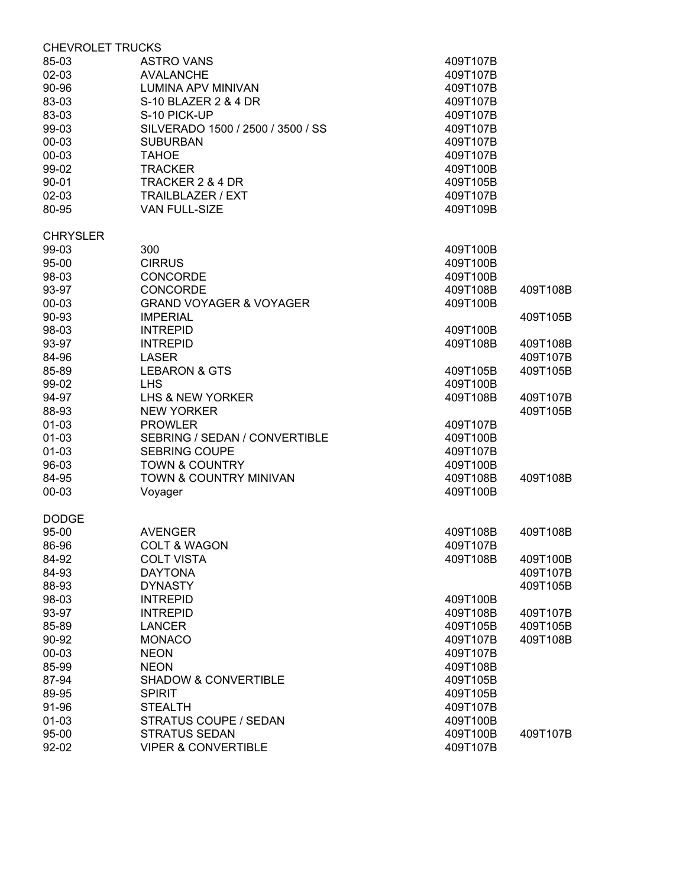| CHEVROLET TRUCKS | | | |
|---|---|---|---|
| 85-03 | ASTRO VANS | 409T107B | |
| 02-03 | AVALANCHE | 409T107B | |
| 90-96 | LUMINA APV MINIVAN | 409T107B | |
| 83-03 | S-10 BLAZER 2 & 4 DR | 409T107B | |
| 83-03 | S-10 PICK-UP | 409T107B | |
| 99-03 | SILVERADO 1500 / 2500 / 3500 / SS | 409T107B | |
| 00-03 | SUBURBAN | 409T107B | |
| 00-03 | TAHOE | 409T107B | |
| 99-02 | TRACKER | 409T100B | |
| 90-01 | TRACKER 2 & 4 DR | 409T105B | |
| 02-03 | TRAILBLAZER / EXT | 409T107B | |
| 80-95 | VAN FULL-SIZE | 409T109B | |

| CHRYSLER | | | |
|---|---|---|---|
| 99-03 | 300 | 409T100B | |
| 95-00 | CIRRUS | 409T100B | |
| 98-03 | CONCORDE | 409T100B | |
| 93-97 | CONCORDE | 409T108B | 409T108B |
| 00-03 | GRAND VOYAGER & VOYAGER | 409T100B | |
| 90-93 | IMPERIAL | | 409T105B |
| 98-03 | INTREPID | 409T100B | |
| 93-97 | INTREPID | 409T108B | 409T108B |
| 84-96 | LASER | | 409T107B |
| 85-89 | LEBARON & GTS | 409T105B | 409T105B |
| 99-02 | LHS | 409T100B | |
| 94-97 | LHS & NEW YORKER | 409T108B | 409T107B |
| 88-93 | NEW YORKER | | 409T105B |
| 01-03 | PROWLER | 409T107B | |
| 01-03 | SEBRING / SEDAN / CONVERTIBLE | 409T100B | |
| 01-03 | SEBRING COUPE | 409T107B | |
| 96-03 | TOWN & COUNTRY | 409T100B | |
| 84-95 | TOWN & COUNTRY MINIVAN | 409T108B | 409T108B |
| 00-03 | Voyager | 409T100B | |

| DODGE | | | |
|---|---|---|---|
| 95-00 | AVENGER | 409T108B | 409T108B |
| 86-96 | COLT & WAGON | 409T107B | |
| 84-92 | COLT VISTA | 409T108B | 409T100B |
| 84-93 | DAYTONA | | 409T107B |
| 88-93 | DYNASTY | | 409T105B |
| 98-03 | INTREPID | 409T100B | |
| 93-97 | INTREPID | 409T108B | 409T107B |
| 85-89 | LANCER | 409T105B | 409T105B |
| 90-92 | MONACO | 409T107B | 409T108B |
| 00-03 | NEON | 409T107B | |
| 85-99 | NEON | 409T108B | |
| 87-94 | SHADOW & CONVERTIBLE | 409T105B | |
| 89-95 | SPIRIT | 409T105B | |
| 91-96 | STEALTH | 409T107B | |
| 01-03 | STRATUS COUPE / SEDAN | 409T100B | |
| 95-00 | STRATUS SEDAN | 409T100B | 409T107B |
| 92-02 | VIPER & CONVERTIBLE | 409T107B | |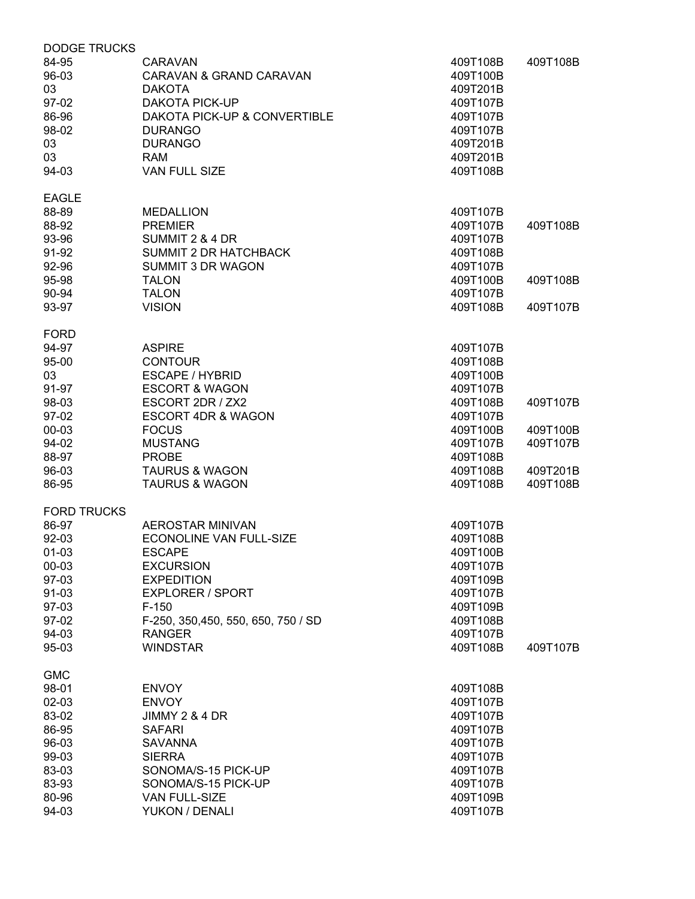DODGE TRUCKS

| | | | |
|---|---|---|---|
| 84-95 | CARAVAN | 409T108B | 409T108B |
| 96-03 | CARAVAN & GRAND CARAVAN | 409T100B | |
| 03 | DAKOTA | 409T201B | |
| 97-02 | DAKOTA PICK-UP | 409T107B | |
| 86-96 | DAKOTA PICK-UP & CONVERTIBLE | 409T107B | |
| 98-02 | DURANGO | 409T107B | |
| 03 | DURANGO | 409T201B | |
| 03 | RAM | 409T201B | |
| 94-03 | VAN FULL SIZE | 409T108B | |

EAGLE

| | | | |
|---|---|---|---|
| 88-89 | MEDALLION | 409T107B | |
| 88-92 | PREMIER | 409T107B | 409T108B |
| 93-96 | SUMMIT 2 & 4 DR | 409T107B | |
| 91-92 | SUMMIT 2 DR HATCHBACK | 409T108B | |
| 92-96 | SUMMIT 3 DR WAGON | 409T107B | |
| 95-98 | TALON | 409T100B | 409T108B |
| 90-94 | TALON | 409T107B | |
| 93-97 | VISION | 409T108B | 409T107B |

FORD

| | | | |
|---|---|---|---|
| 94-97 | ASPIRE | 409T107B | |
| 95-00 | CONTOUR | 409T108B | |
| 03 | ESCAPE / HYBRID | 409T100B | |
| 91-97 | ESCORT & WAGON | 409T107B | |
| 98-03 | ESCORT 2DR / ZX2 | 409T108B | 409T107B |
| 97-02 | ESCORT 4DR & WAGON | 409T107B | |
| 00-03 | FOCUS | 409T100B | 409T100B |
| 94-02 | MUSTANG | 409T107B | 409T107B |
| 88-97 | PROBE | 409T108B | |
| 96-03 | TAURUS & WAGON | 409T108B | 409T201B |
| 86-95 | TAURUS & WAGON | 409T108B | 409T108B |

FORD TRUCKS

| | | | |
|---|---|---|---|
| 86-97 | AEROSTAR MINIVAN | 409T107B | |
| 92-03 | ECONOLINE VAN FULL-SIZE | 409T108B | |
| 01-03 | ESCAPE | 409T100B | |
| 00-03 | EXCURSION | 409T107B | |
| 97-03 | EXPEDITION | 409T109B | |
| 91-03 | EXPLORER / SPORT | 409T107B | |
| 97-03 | F-150 | 409T109B | |
| 97-02 | F-250, 350,450, 550, 650, 750 / SD | 409T108B | |
| 94-03 | RANGER | 409T107B | |
| 95-03 | WINDSTAR | 409T108B | 409T107B |

GMC

| | | | |
|---|---|---|---|
| 98-01 | ENVOY | 409T108B | |
| 02-03 | ENVOY | 409T107B | |
| 83-02 | JIMMY 2 & 4 DR | 409T107B | |
| 86-95 | SAFARI | 409T107B | |
| 96-03 | SAVANNA | 409T107B | |
| 99-03 | SIERRA | 409T107B | |
| 83-03 | SONOMA/S-15 PICK-UP | 409T107B | |
| 83-93 | SONOMA/S-15 PICK-UP | 409T107B | |
| 80-96 | VAN FULL-SIZE | 409T109B | |
| 94-03 | YUKON / DENALI | 409T107B | |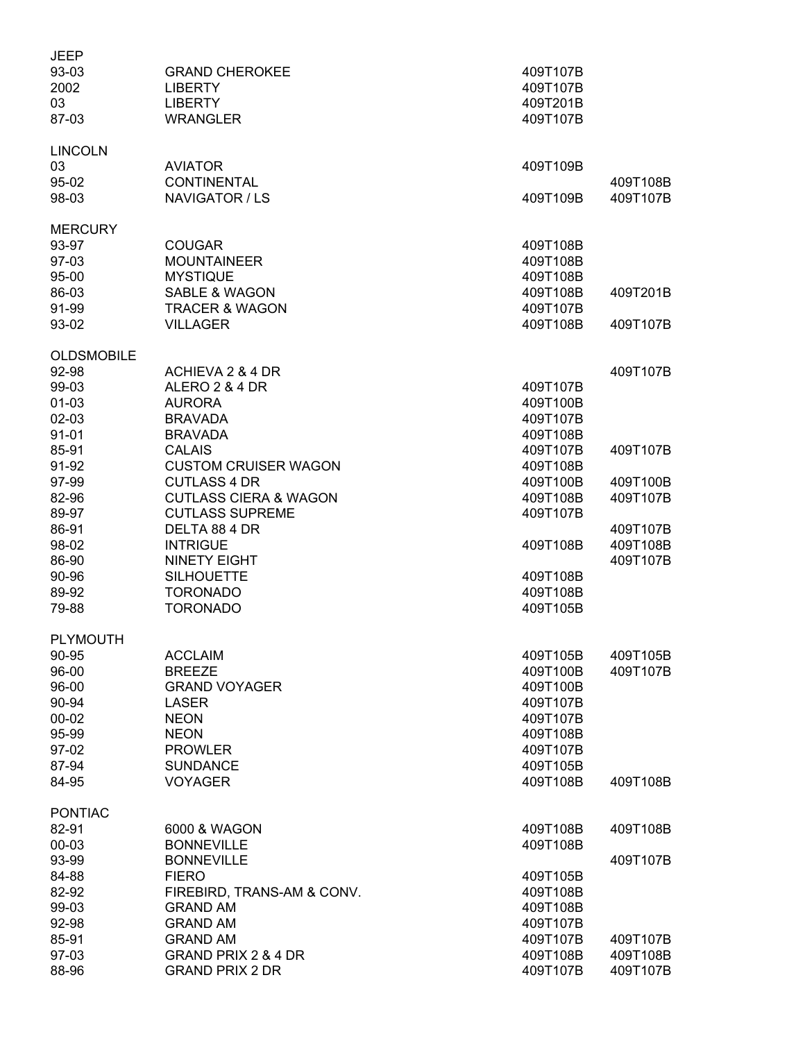| | | | |
|---|---|---|---|
| **JEEP** | | | |
| 93-03 | GRAND CHEROKEE | 409T107B | |
| 2002 | LIBERTY | 409T107B | |
| 03 | LIBERTY | 409T201B | |
| 87-03 | WRANGLER | 409T107B | |
| **LINCOLN** | | | |
| 03 | AVIATOR | 409T109B | |
| 95-02 | CONTINENTAL | | 409T108B |
| 98-03 | NAVIGATOR / LS | 409T109B | 409T107B |
| **MERCURY** | | | |
| 93-97 | COUGAR | 409T108B | |
| 97-03 | MOUNTAINEER | 409T108B | |
| 95-00 | MYSTIQUE | 409T108B | |
| 86-03 | SABLE & WAGON | 409T108B | 409T201B |
| 91-99 | TRACER & WAGON | 409T107B | |
| 93-02 | VILLAGER | 409T108B | 409T107B |
| **OLDSMOBILE** | | | |
| 92-98 | ACHIEVA 2 & 4 DR | | 409T107B |
| 99-03 | ALERO 2 & 4 DR | 409T107B | |
| 01-03 | AURORA | 409T100B | |
| 02-03 | BRAVADA | 409T107B | |
| 91-01 | BRAVADA | 409T108B | |
| 85-91 | CALAIS | 409T107B | 409T107B |
| 91-92 | CUSTOM CRUISER WAGON | 409T108B | |
| 97-99 | CUTLASS 4 DR | 409T100B | 409T100B |
| 82-96 | CUTLASS CIERA & WAGON | 409T108B | 409T107B |
| 89-97 | CUTLASS SUPREME | 409T107B | |
| 86-91 | DELTA 88 4 DR | | 409T107B |
| 98-02 | INTRIGUE | 409T108B | 409T108B |
| 86-90 | NINETY EIGHT | | 409T107B |
| 90-96 | SILHOUETTE | 409T108B | |
| 89-92 | TORONADO | 409T108B | |
| 79-88 | TORONADO | 409T105B | |
| **PLYMOUTH** | | | |
| 90-95 | ACCLAIM | 409T105B | 409T105B |
| 96-00 | BREEZE | 409T100B | 409T107B |
| 96-00 | GRAND VOYAGER | 409T100B | |
| 90-94 | LASER | 409T107B | |
| 00-02 | NEON | 409T107B | |
| 95-99 | NEON | 409T108B | |
| 97-02 | PROWLER | 409T107B | |
| 87-94 | SUNDANCE | 409T105B | |
| 84-95 | VOYAGER | 409T108B | 409T108B |
| **PONTIAC** | | | |
| 82-91 | 6000 & WAGON | 409T108B | 409T108B |
| 00-03 | BONNEVILLE | 409T108B | |
| 93-99 | BONNEVILLE | | 409T107B |
| 84-88 | FIERO | 409T105B | |
| 82-92 | FIREBIRD, TRANS-AM & CONV. | 409T108B | |
| 99-03 | GRAND AM | 409T108B | |
| 92-98 | GRAND AM | 409T107B | |
| 85-91 | GRAND AM | 409T107B | 409T107B |
| 97-03 | GRAND PRIX 2 & 4 DR | 409T108B | 409T108B |
| 88-96 | GRAND PRIX 2 DR | 409T107B | 409T107B |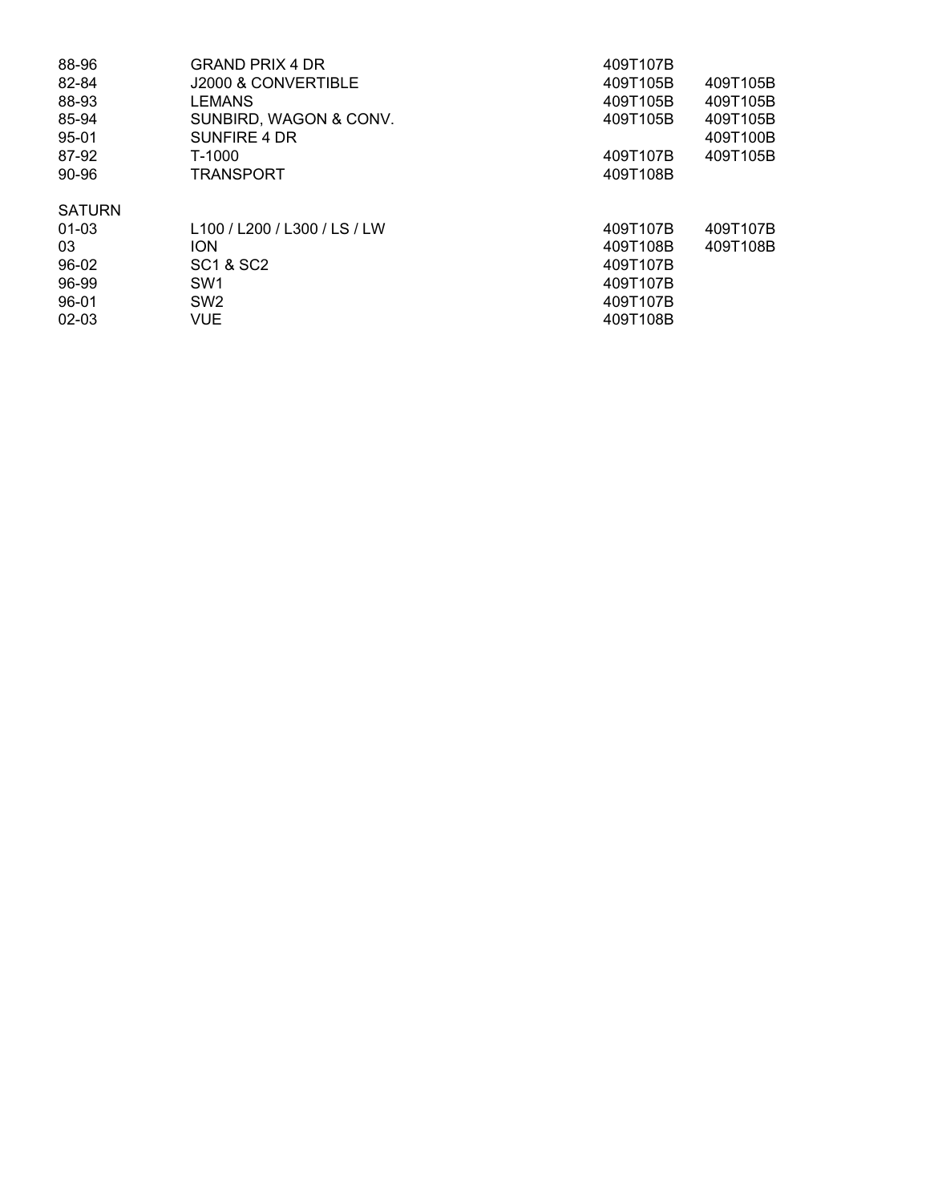| | | | |
|---|---|---|---|
| 88-96 | GRAND PRIX 4 DR | 409T107B | |
| 82-84 | J2000 & CONVERTIBLE | 409T105B | 409T105B |
| 88-93 | LEMANS | 409T105B | 409T105B |
| 85-94 | SUNBIRD, WAGON & CONV. | 409T105B | 409T105B |
| 95-01 | SUNFIRE 4 DR | | 409T100B |
| 87-92 | T-1000 | 409T107B | 409T105B |
| 90-96 | TRANSPORT | 409T108B | |
| | | | |
| SATURN | | | |
| 01-03 | L100 / L200 / L300 / LS / LW | 409T107B | 409T107B |
| 03 | ION | 409T108B | 409T108B |
| 96-02 | SC1 & SC2 | 409T107B | |
| 96-99 | SW1 | 409T107B | |
| 96-01 | SW2 | 409T107B | |
| 02-03 | VUE | 409T108B | |